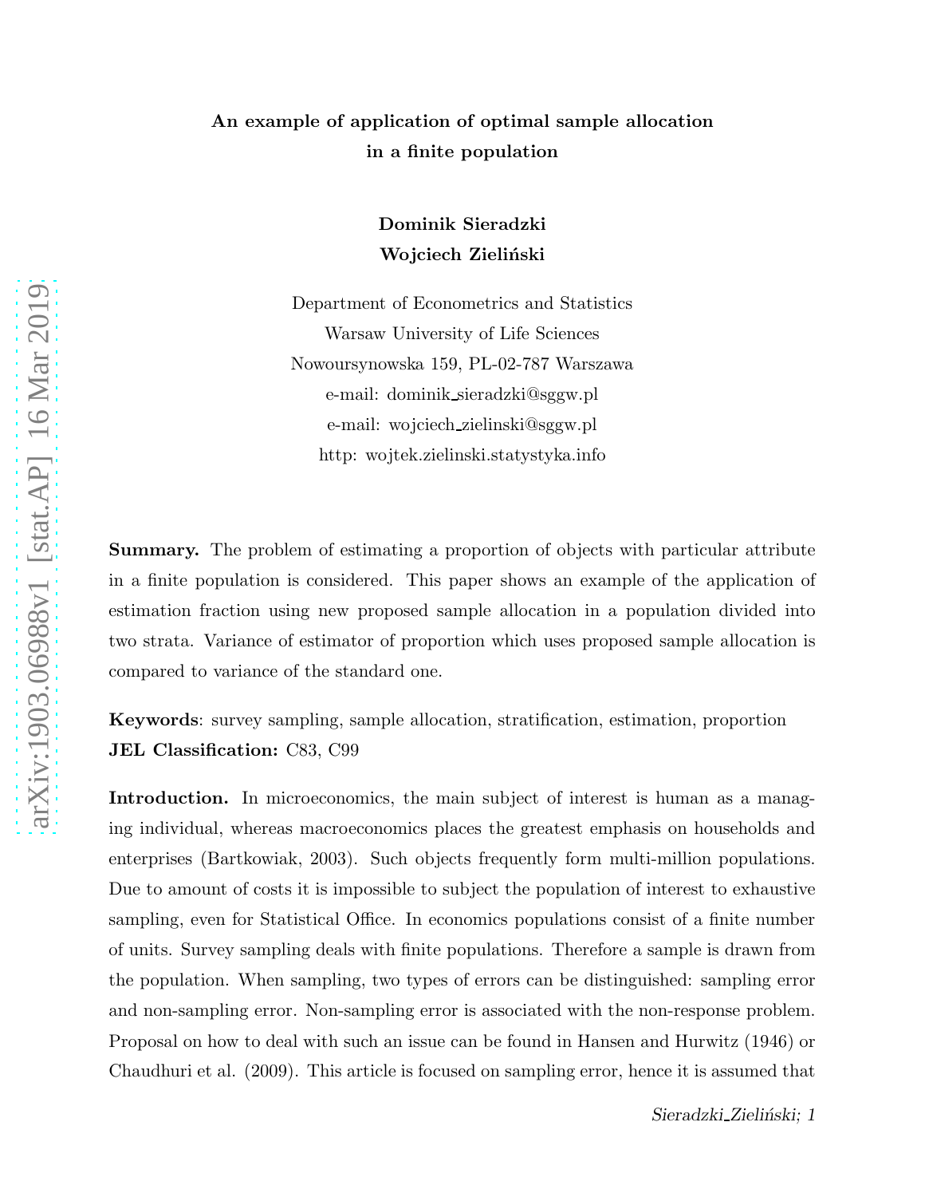# An example of application of optimal sample allocation in a finite population

**Dominik Sieradzki**
**Wojciech Zieliński**

Department of Econometrics and Statistics
Warsaw University of Life Sciences
Nowoursynowska 159, PL-02-787 Warszawa
e-mail: dominik_sieradzki@sggw.pl
e-mail: wojciech_zielinski@sggw.pl
http: wojtek.zielinski.statystyka.info

**Summary.** The problem of estimating a proportion of objects with particular attribute in a finite population is considered. This paper shows an example of the application of estimation fraction using new proposed sample allocation in a population divided into two strata. Variance of estimator of proportion which uses proposed sample allocation is compared to variance of the standard one.

**Keywords**: survey sampling, sample allocation, stratification, estimation, proportion
**JEL Classification:** C83, C99

**Introduction.** In microeconomics, the main subject of interest is human as a managing individual, whereas macroeconomics places the greatest emphasis on households and enterprises (Bartkowiak, 2003). Such objects frequently form multi-million populations. Due to amount of costs it is impossible to subject the population of interest to exhaustive sampling, even for Statistical Office. In economics populations consist of a finite number of units. Survey sampling deals with finite populations. Therefore a sample is drawn from the population. When sampling, two types of errors can be distinguished: sampling error and non-sampling error. Non-sampling error is associated with the non-response problem. Proposal on how to deal with such an issue can be found in Hansen and Hurwitz (1946) or Chaudhuri et al. (2009). This article is focused on sampling error, hence it is assumed that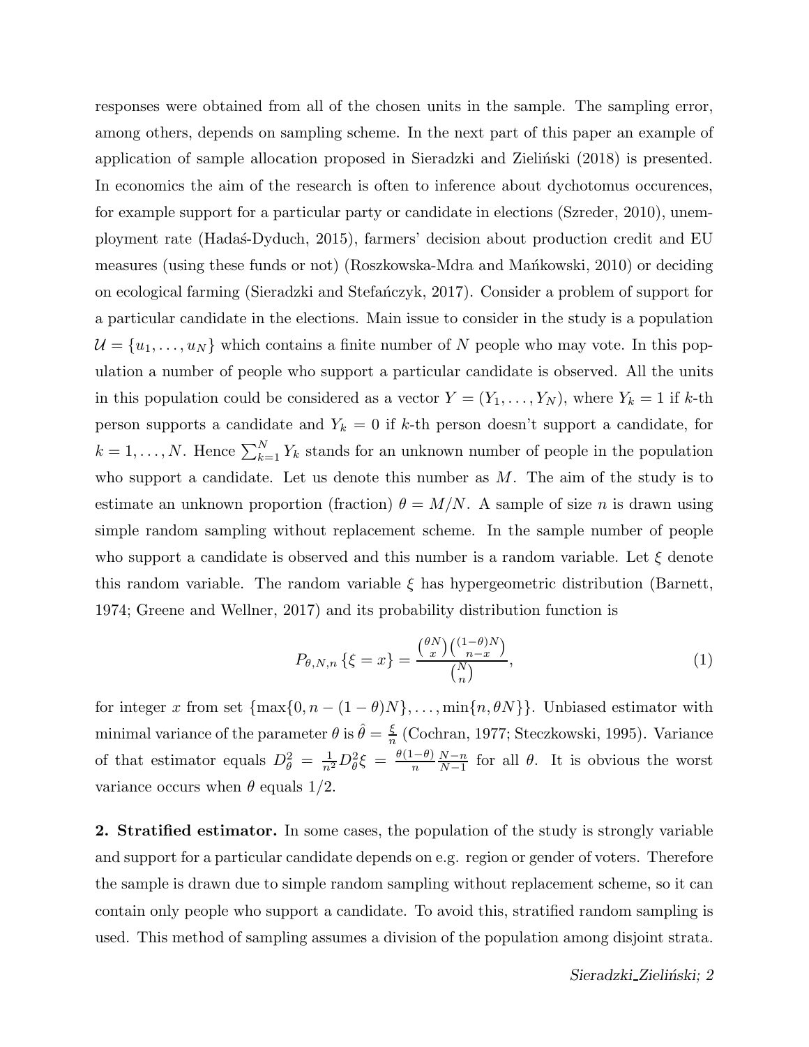responses were obtained from all of the chosen units in the sample. The sampling error, among others, depends on sampling scheme. In the next part of this paper an example of application of sample allocation proposed in Sieradzki and Zieliński (2018) is presented. In economics the aim of the research is often to inference about dychotomus occurences, for example support for a particular party or candidate in elections (Szreder, 2010), unemployment rate (Hadaś-Dyduch, 2015), farmers' decision about production credit and EU measures (using these funds or not) (Roszkowska-Mdra and Mańkowski, 2010) or deciding on ecological farming (Sieradzki and Stefańczyk, 2017). Consider a problem of support for a particular candidate in the elections. Main issue to consider in the study is a population $\mathcal{U} = \{u_1, \ldots, u_N\}$ which contains a finite number of $N$ people who may vote. In this population a number of people who support a particular candidate is observed. All the units in this population could be considered as a vector $Y = (Y_1, \ldots, Y_N)$, where $Y_k = 1$ if $k$-th person supports a candidate and $Y_k = 0$ if $k$-th person doesn't support a candidate, for $k = 1, \ldots, N$. Hence $\sum_{k=1}^{N} Y_k$ stands for an unknown number of people in the population who support a candidate. Let us denote this number as $M$. The aim of the study is to estimate an unknown proportion (fraction) $\theta = M/N$. A sample of size $n$ is drawn using simple random sampling without replacement scheme. In the sample number of people who support a candidate is observed and this number is a random variable. Let $\xi$ denote this random variable. The random variable $\xi$ has hypergeometric distribution (Barnett, 1974; Greene and Wellner, 2017) and its probability distribution function is

$$P_{\theta,N,n}\left\{\xi = x\right\} = \frac{\binom{\theta N}{x}\binom{(1-\theta)N}{n-x}}{\binom{N}{n}}, \tag{1}$$

for integer $x$ from set $\{\max\{0, n-(1-\theta)N\}, \ldots, \min\{n, \theta N\}\}$. Unbiased estimator with minimal variance of the parameter $\theta$ is $\hat{\theta} = \frac{\xi}{n}$ (Cochran, 1977; Steczkowski, 1995). Variance of that estimator equals $D^2_{\hat{\theta}} = \frac{1}{n^2} D^2_{\theta}\xi = \frac{\theta(1-\theta)}{n}\frac{N-n}{N-1}$ for all $\theta$. It is obvious the worst variance occurs when $\theta$ equals 1/2.

**2. Stratified estimator.** In some cases, the population of the study is strongly variable and support for a particular candidate depends on e.g. region or gender of voters. Therefore the sample is drawn due to simple random sampling without replacement scheme, so it can contain only people who support a candidate. To avoid this, stratified random sampling is used. This method of sampling assumes a division of the population among disjoint strata.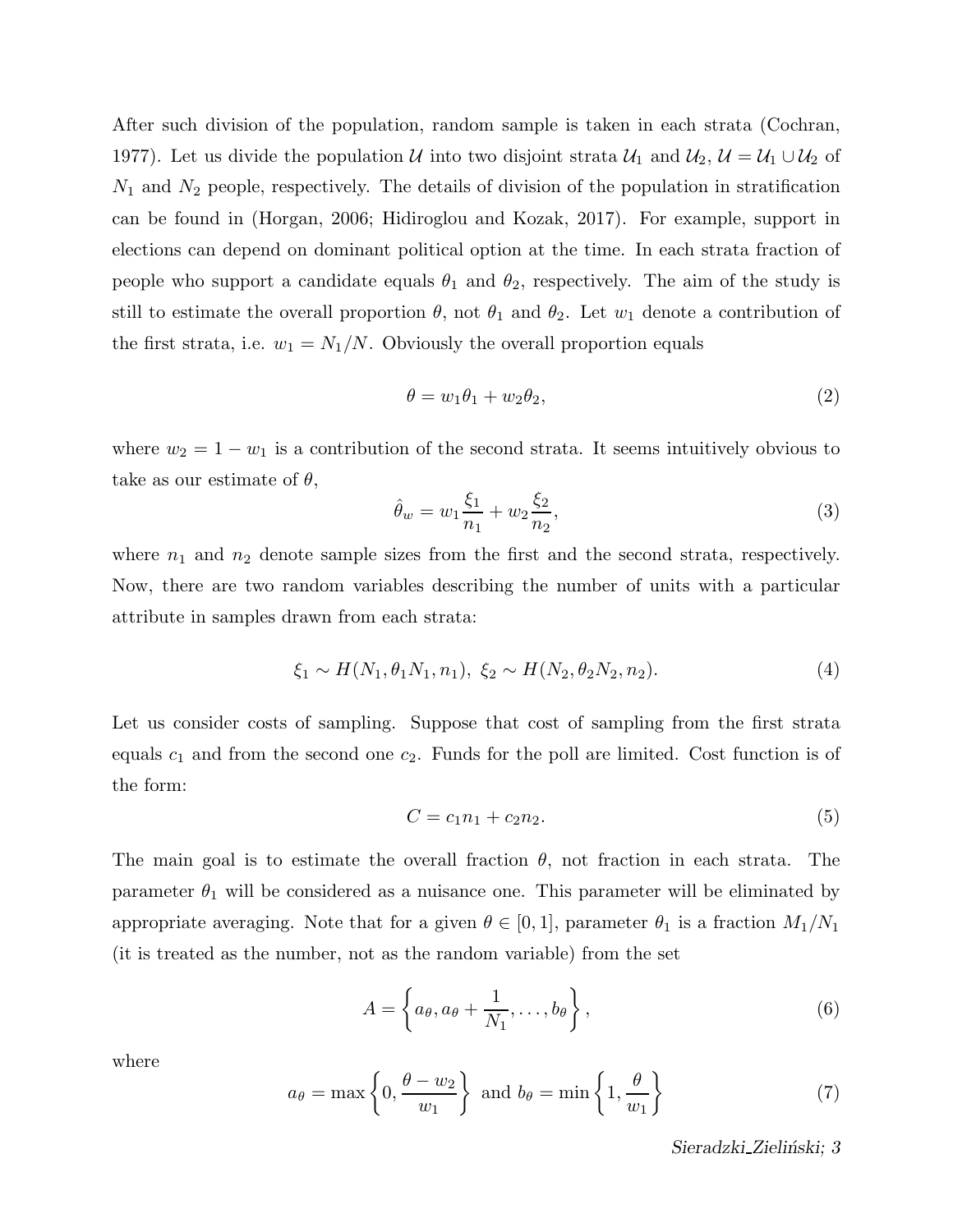After such division of the population, random sample is taken in each strata (Cochran, 1977). Let us divide the population $\mathcal{U}$ into two disjoint strata $\mathcal{U}_1$ and $\mathcal{U}_2$, $\mathcal{U} = \mathcal{U}_1 \cup \mathcal{U}_2$ of $N_1$ and $N_2$ people, respectively. The details of division of the population in stratification can be found in (Horgan, 2006; Hidiroglou and Kozak, 2017). For example, support in elections can depend on dominant political option at the time. In each strata fraction of people who support a candidate equals $\theta_1$ and $\theta_2$, respectively. The aim of the study is still to estimate the overall proportion $\theta$, not $\theta_1$ and $\theta_2$. Let $w_1$ denote a contribution of the first strata, i.e. $w_1 = N_1/N$. Obviously the overall proportion equals

$$\theta = w_1\theta_1 + w_2\theta_2, \tag{2}$$

where $w_2 = 1 - w_1$ is a contribution of the second strata. It seems intuitively obvious to take as our estimate of $\theta$,

$$\hat{\theta}_w = w_1\frac{\xi_1}{n_1} + w_2\frac{\xi_2}{n_2}, \tag{3}$$

where $n_1$ and $n_2$ denote sample sizes from the first and the second strata, respectively. Now, there are two random variables describing the number of units with a particular attribute in samples drawn from each strata:

$$\xi_1 \sim H(N_1, \theta_1 N_1, n_1),\ \xi_2 \sim H(N_2, \theta_2 N_2, n_2). \tag{4}$$

Let us consider costs of sampling. Suppose that cost of sampling from the first strata equals $c_1$ and from the second one $c_2$. Funds for the poll are limited. Cost function is of the form:

$$C = c_1 n_1 + c_2 n_2. \tag{5}$$

The main goal is to estimate the overall fraction $\theta$, not fraction in each strata. The parameter $\theta_1$ will be considered as a nuisance one. This parameter will be eliminated by appropriate averaging. Note that for a given $\theta \in [0, 1]$, parameter $\theta_1$ is a fraction $M_1/N_1$ (it is treated as the number, not as the random variable) from the set

$$A = \left\{a_\theta, a_\theta + \frac{1}{N_1}, \ldots, b_\theta\right\}, \tag{6}$$

where

$$a_\theta = \max\left\{0, \frac{\theta - w_2}{w_1}\right\} \text{ and } b_\theta = \min\left\{1, \frac{\theta}{w_1}\right\} \tag{7}$$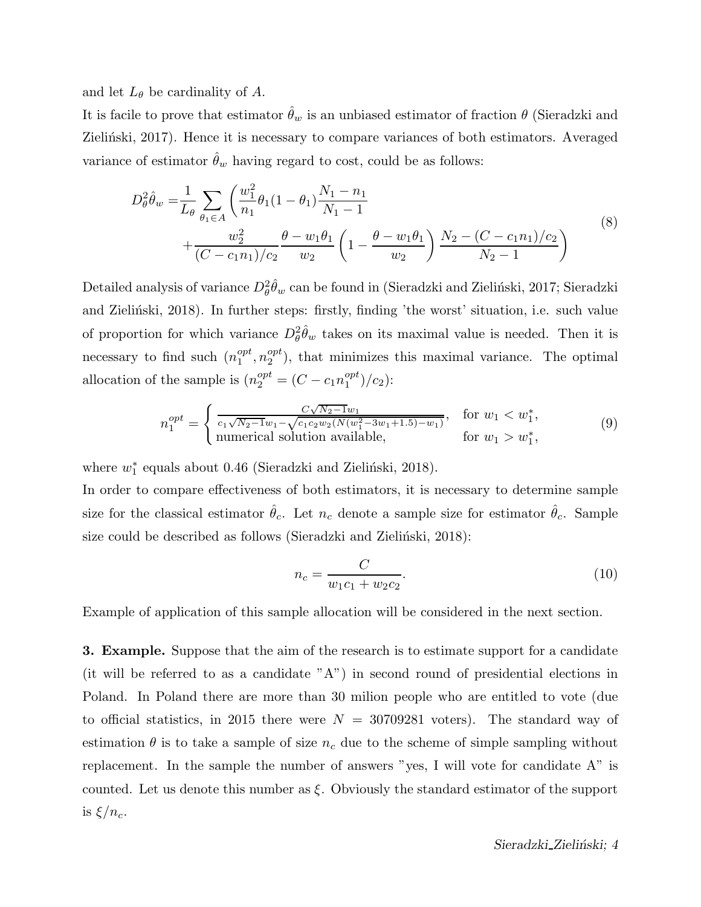and let $L_\theta$ be cardinality of $A$.

It is facile to prove that estimator $\hat{\theta}_w$ is an unbiased estimator of fraction $\theta$ (Sieradzki and Zieliński, 2017). Hence it is necessary to compare variances of both estimators. Averaged variance of estimator $\hat{\theta}_w$ having regard to cost, could be as follows:

$$
\begin{aligned}
D^2_\theta \hat{\theta}_w = & \frac{1}{L_\theta} \sum_{\theta_1 \in A} \left( \frac{w_1^2}{n_1} \theta_1 (1 - \theta_1) \frac{N_1 - n_1}{N_1 - 1} \right. \\
& \left. + \frac{w_2^2}{(C - c_1 n_1)/c_2} \frac{\theta - w_1 \theta_1}{w_2} \left( 1 - \frac{\theta - w_1 \theta_1}{w_2} \right) \frac{N_2 - (C - c_1 n_1)/c_2}{N_2 - 1} \right)
\end{aligned}
\tag{8}
$$

Detailed analysis of variance $D^2_\theta \hat{\theta}_w$ can be found in (Sieradzki and Zieliński, 2017; Sieradzki and Zieliński, 2018). In further steps: firstly, finding 'the worst' situation, i.e. such value of proportion for which variance $D^2_\theta \hat{\theta}_w$ takes on its maximal value is needed. Then it is necessary to find such $(n_1^{opt}, n_2^{opt})$, that minimizes this maximal variance. The optimal allocation of the sample is ($n_2^{opt} = (C - c_1 n_1^{opt})/c_2$):

$$
n_1^{opt} = \begin{cases} \frac{C\sqrt{N_2 - 1} w_1}{c_1 \sqrt{N_2 - 1} w_1 - \sqrt{c_1 c_2 w_2 (N(w_1^2 - 3w_1 + 1.5) - w_1)}}, & \text{for } w_1 < w_1^*, \\ \text{numerical solution available}, & \text{for } w_1 > w_1^*, \end{cases}
\tag{9}
$$

where $w_1^*$ equals about 0.46 (Sieradzki and Zieliński, 2018).

In order to compare effectiveness of both estimators, it is necessary to determine sample size for the classical estimator $\hat{\theta}_c$. Let $n_c$ denote a sample size for estimator $\hat{\theta}_c$. Sample size could be described as follows (Sieradzki and Zieliński, 2018):

$$
n_c = \frac{C}{w_1 c_1 + w_2 c_2}.
\tag{10}
$$

Example of application of this sample allocation will be considered in the next section.

**3. Example.** Suppose that the aim of the research is to estimate support for a candidate (it will be referred to as a candidate "A") in second round of presidential elections in Poland. In Poland there are more than 30 milion people who are entitled to vote (due to official statistics, in 2015 there were $N = 30709281$ voters). The standard way of estimation $\theta$ is to take a sample of size $n_c$ due to the scheme of simple sampling without replacement. In the sample the number of answers "yes, I will vote for candidate A" is counted. Let us denote this number as $\xi$. Obviously the standard estimator of the support is $\xi / n_c$.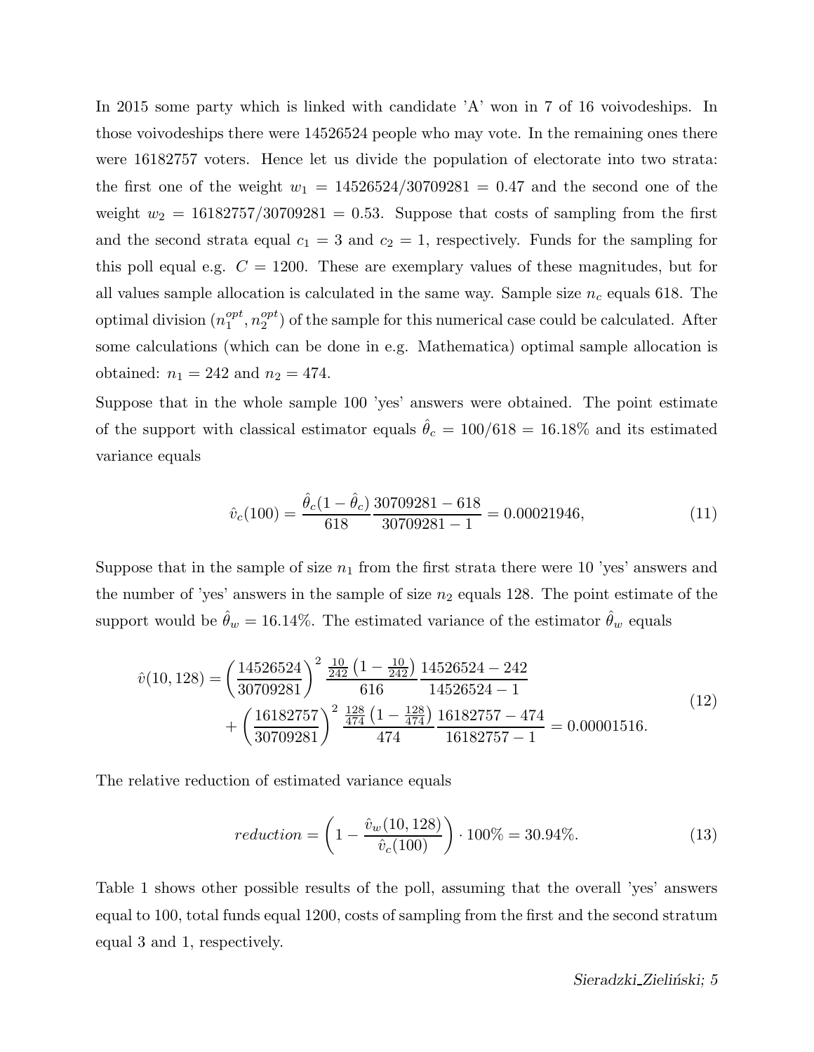In 2015 some party which is linked with candidate 'A' won in 7 of 16 voivodeships. In those voivodeships there were 14526524 people who may vote. In the remaining ones there were 16182757 voters. Hence let us divide the population of electorate into two strata: the first one of the weight $w_1 = 14526524/30709281 = 0.47$ and the second one of the weight $w_2 = 16182757/30709281 = 0.53$. Suppose that costs of sampling from the first and the second strata equal $c_1 = 3$ and $c_2 = 1$, respectively. Funds for the sampling for this poll equal e.g. $C = 1200$. These are exemplary values of these magnitudes, but for all values sample allocation is calculated in the same way. Sample size $n_c$ equals 618. The optimal division $(n_1^{opt}, n_2^{opt})$ of the sample for this numerical case could be calculated. After some calculations (which can be done in e.g. Mathematica) optimal sample allocation is obtained: $n_1 = 242$ and $n_2 = 474$.

Suppose that in the whole sample 100 'yes' answers were obtained. The point estimate of the support with classical estimator equals $\hat{\theta}_c = 100/618 = 16.18\%$ and its estimated variance equals

$$\hat{v}_c(100) = \frac{\hat{\theta}_c(1-\hat{\theta}_c)}{618} \frac{30709281 - 618}{30709281 - 1} = 0.00021946, \tag{11}$$

Suppose that in the sample of size $n_1$ from the first strata there were 10 'yes' answers and the number of 'yes' answers in the sample of size $n_2$ equals 128. The point estimate of the support would be $\hat{\theta}_w = 16.14\%$. The estimated variance of the estimator $\hat{\theta}_w$ equals

$$\begin{aligned}\hat{v}(10, 128) = &\left(\frac{14526524}{30709281}\right)^2 \frac{\frac{10}{242}\left(1 - \frac{10}{242}\right)}{616} \frac{14526524 - 242}{14526524 - 1} \\ &+ \left(\frac{16182757}{30709281}\right)^2 \frac{\frac{128}{474}\left(1 - \frac{128}{474}\right)}{474} \frac{16182757 - 474}{16182757 - 1} = 0.00001516.\end{aligned} \tag{12}$$

The relative reduction of estimated variance equals

$$reduction = \left(1 - \frac{\hat{v}_w(10, 128)}{\hat{v}_c(100)}\right) \cdot 100\% = 30.94\%. \tag{13}$$

Table 1 shows other possible results of the poll, assuming that the overall 'yes' answers equal to 100, total funds equal 1200, costs of sampling from the first and the second stratum equal 3 and 1, respectively.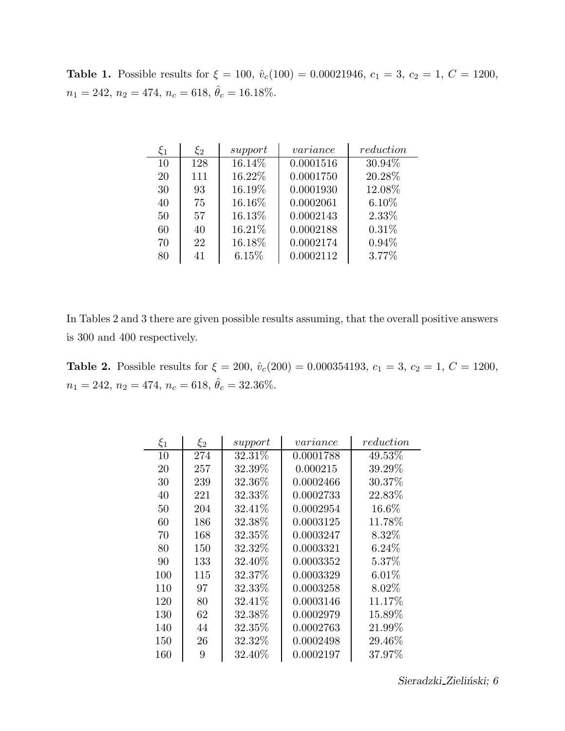**Table 1.** Possible results for $\xi = 100$, $\hat{v}_c(100) = 0.00021946$, $c_1 = 3$, $c_2 = 1$, $C = 1200$, $n_1 = 242$, $n_2 = 474$, $n_c = 618$, $\hat{\theta}_c = 16.18\%$.

| $\xi_1$ | $\xi_2$ | *support* | *variance* | *reduction* |
|---|---|---|---|---|
| 10 | 128 | 16.14% | 0.0001516 | 30.94% |
| 20 | 111 | 16.22% | 0.0001750 | 20.28% |
| 30 | 93 | 16.19% | 0.0001930 | 12.08% |
| 40 | 75 | 16.16% | 0.0002061 | 6.10% |
| 50 | 57 | 16.13% | 0.0002143 | 2.33% |
| 60 | 40 | 16.21% | 0.0002188 | 0.31% |
| 70 | 22 | 16.18% | 0.0002174 | 0.94% |
| 80 | 41 | 6.15% | 0.0002112 | 3.77% |

In Tables 2 and 3 there are given possible results assuming, that the overall positive answers is 300 and 400 respectively.

**Table 2.** Possible results for $\xi = 200$, $\hat{v}_c(200) = 0.000354193$, $c_1 = 3$, $c_2 = 1$, $C = 1200$, $n_1 = 242$, $n_2 = 474$, $n_c = 618$, $\hat{\theta}_c = 32.36\%$.

| $\xi_1$ | $\xi_2$ | *support* | *variance* | *reduction* |
|---|---|---|---|---|
| 10 | 274 | 32.31% | 0.0001788 | 49.53% |
| 20 | 257 | 32.39% | 0.000215 | 39.29% |
| 30 | 239 | 32.36% | 0.0002466 | 30.37% |
| 40 | 221 | 32.33% | 0.0002733 | 22.83% |
| 50 | 204 | 32.41% | 0.0002954 | 16.6% |
| 60 | 186 | 32.38% | 0.0003125 | 11.78% |
| 70 | 168 | 32.35% | 0.0003247 | 8.32% |
| 80 | 150 | 32.32% | 0.0003321 | 6.24% |
| 90 | 133 | 32.40% | 0.0003352 | 5.37% |
| 100 | 115 | 32.37% | 0.0003329 | 6.01% |
| 110 | 97 | 32.33% | 0.0003258 | 8.02% |
| 120 | 80 | 32.41% | 0.0003146 | 11.17% |
| 130 | 62 | 32.38% | 0.0002979 | 15.89% |
| 140 | 44 | 32.35% | 0.0002763 | 21.99% |
| 150 | 26 | 32.32% | 0.0002498 | 29.46% |
| 160 | 9 | 32.40% | 0.0002197 | 37.97% |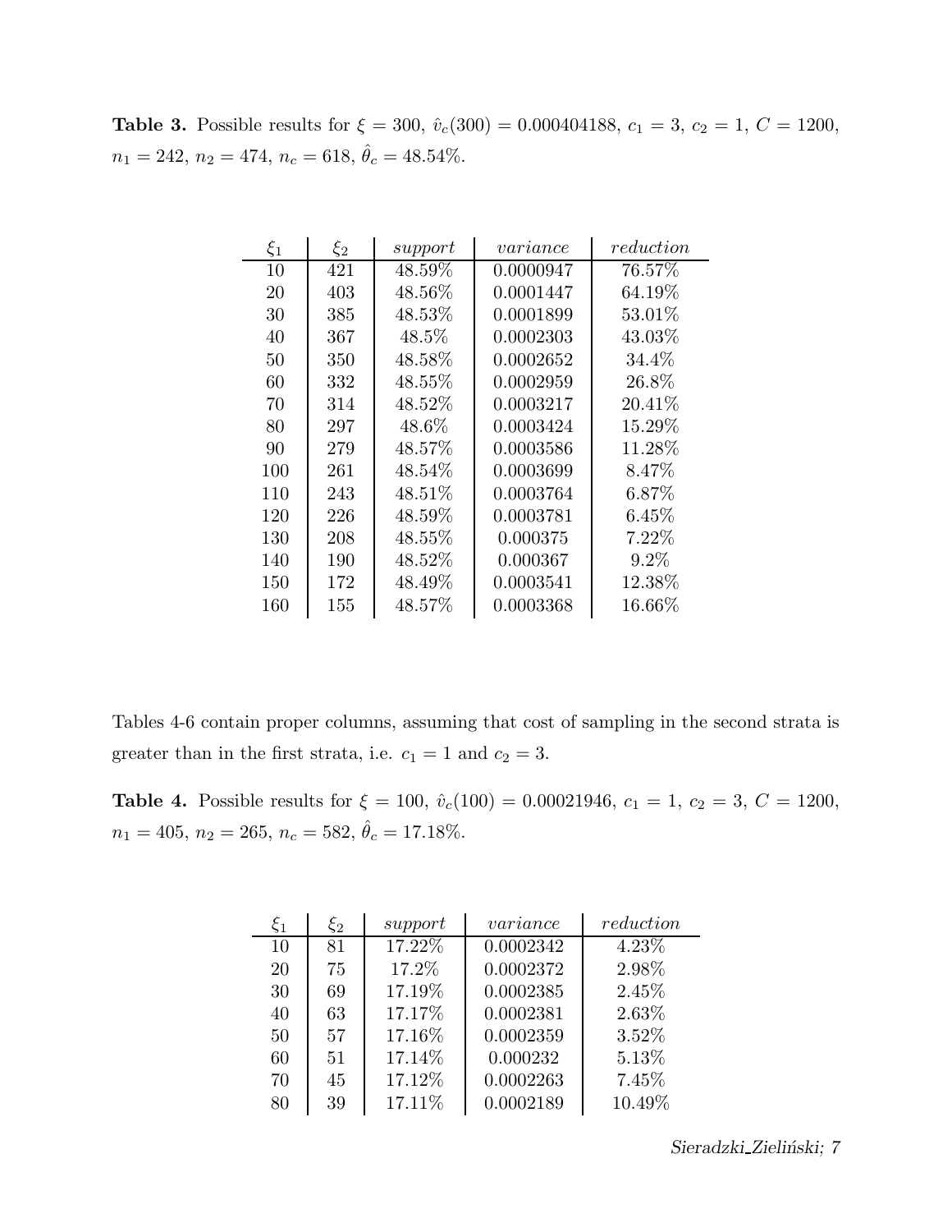**Table 3.** Possible results for $\xi = 300$, $\hat{v}_c(300) = 0.000404188$, $c_1 = 3$, $c_2 = 1$, $C = 1200$, $n_1 = 242$, $n_2 = 474$, $n_c = 618$, $\hat{\theta}_c = 48.54\%$.

| $\xi_1$ | $\xi_2$ | *support* | *variance* | *reduction* |
|---|---|---|---|---|
| 10 | 421 | 48.59% | 0.0000947 | 76.57% |
| 20 | 403 | 48.56% | 0.0001447 | 64.19% |
| 30 | 385 | 48.53% | 0.0001899 | 53.01% |
| 40 | 367 | 48.5% | 0.0002303 | 43.03% |
| 50 | 350 | 48.58% | 0.0002652 | 34.4% |
| 60 | 332 | 48.55% | 0.0002959 | 26.8% |
| 70 | 314 | 48.52% | 0.0003217 | 20.41% |
| 80 | 297 | 48.6% | 0.0003424 | 15.29% |
| 90 | 279 | 48.57% | 0.0003586 | 11.28% |
| 100 | 261 | 48.54% | 0.0003699 | 8.47% |
| 110 | 243 | 48.51% | 0.0003764 | 6.87% |
| 120 | 226 | 48.59% | 0.0003781 | 6.45% |
| 130 | 208 | 48.55% | 0.000375 | 7.22% |
| 140 | 190 | 48.52% | 0.000367 | 9.2% |
| 150 | 172 | 48.49% | 0.0003541 | 12.38% |
| 160 | 155 | 48.57% | 0.0003368 | 16.66% |

Tables 4-6 contain proper columns, assuming that cost of sampling in the second strata is greater than in the first strata, i.e. $c_1 = 1$ and $c_2 = 3$.

**Table 4.** Possible results for $\xi = 100$, $\hat{v}_c(100) = 0.00021946$, $c_1 = 1$, $c_2 = 3$, $C = 1200$, $n_1 = 405$, $n_2 = 265$, $n_c = 582$, $\hat{\theta}_c = 17.18\%$.

| $\xi_1$ | $\xi_2$ | *support* | *variance* | *reduction* |
|---|---|---|---|---|
| 10 | 81 | 17.22% | 0.0002342 | 4.23% |
| 20 | 75 | 17.2% | 0.0002372 | 2.98% |
| 30 | 69 | 17.19% | 0.0002385 | 2.45% |
| 40 | 63 | 17.17% | 0.0002381 | 2.63% |
| 50 | 57 | 17.16% | 0.0002359 | 3.52% |
| 60 | 51 | 17.14% | 0.000232 | 5.13% |
| 70 | 45 | 17.12% | 0.0002263 | 7.45% |
| 80 | 39 | 17.11% | 0.0002189 | 10.49% |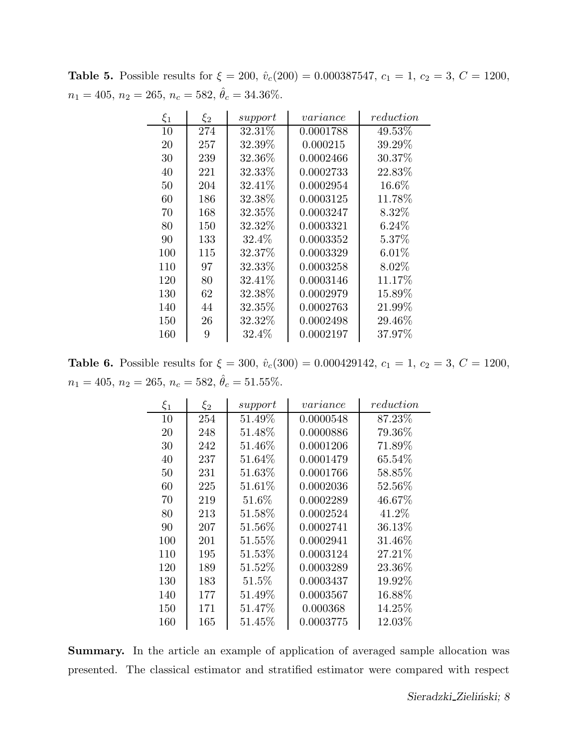**Table 5.** Possible results for $\xi = 200$, $\hat{v}_c(200) = 0.000387547$, $c_1 = 1$, $c_2 = 3$, $C = 1200$, $n_1 = 405$, $n_2 = 265$, $n_c = 582$, $\hat{\theta}_c = 34.36\%$.

| $\xi_1$ | $\xi_2$ | *support* | *variance* | *reduction* |
|---|---|---|---|---|
| 10 | 274 | 32.31% | 0.0001788 | 49.53% |
| 20 | 257 | 32.39% | 0.000215 | 39.29% |
| 30 | 239 | 32.36% | 0.0002466 | 30.37% |
| 40 | 221 | 32.33% | 0.0002733 | 22.83% |
| 50 | 204 | 32.41% | 0.0002954 | 16.6% |
| 60 | 186 | 32.38% | 0.0003125 | 11.78% |
| 70 | 168 | 32.35% | 0.0003247 | 8.32% |
| 80 | 150 | 32.32% | 0.0003321 | 6.24% |
| 90 | 133 | 32.4% | 0.0003352 | 5.37% |
| 100 | 115 | 32.37% | 0.0003329 | 6.01% |
| 110 | 97 | 32.33% | 0.0003258 | 8.02% |
| 120 | 80 | 32.41% | 0.0003146 | 11.17% |
| 130 | 62 | 32.38% | 0.0002979 | 15.89% |
| 140 | 44 | 32.35% | 0.0002763 | 21.99% |
| 150 | 26 | 32.32% | 0.0002498 | 29.46% |
| 160 | 9 | 32.4% | 0.0002197 | 37.97% |

**Table 6.** Possible results for $\xi = 300$, $\hat{v}_c(300) = 0.000429142$, $c_1 = 1$, $c_2 = 3$, $C = 1200$, $n_1 = 405$, $n_2 = 265$, $n_c = 582$, $\hat{\theta}_c = 51.55\%$.

| $\xi_1$ | $\xi_2$ | *support* | *variance* | *reduction* |
|---|---|---|---|---|
| 10 | 254 | 51.49% | 0.0000548 | 87.23% |
| 20 | 248 | 51.48% | 0.0000886 | 79.36% |
| 30 | 242 | 51.46% | 0.0001206 | 71.89% |
| 40 | 237 | 51.64% | 0.0001479 | 65.54% |
| 50 | 231 | 51.63% | 0.0001766 | 58.85% |
| 60 | 225 | 51.61% | 0.0002036 | 52.56% |
| 70 | 219 | 51.6% | 0.0002289 | 46.67% |
| 80 | 213 | 51.58% | 0.0002524 | 41.2% |
| 90 | 207 | 51.56% | 0.0002741 | 36.13% |
| 100 | 201 | 51.55% | 0.0002941 | 31.46% |
| 110 | 195 | 51.53% | 0.0003124 | 27.21% |
| 120 | 189 | 51.52% | 0.0003289 | 23.36% |
| 130 | 183 | 51.5% | 0.0003437 | 19.92% |
| 140 | 177 | 51.49% | 0.0003567 | 16.88% |
| 150 | 171 | 51.47% | 0.000368 | 14.25% |
| 160 | 165 | 51.45% | 0.0003775 | 12.03% |

**Summary.** In the article an example of application of averaged sample allocation was presented. The classical estimator and stratified estimator were compared with respect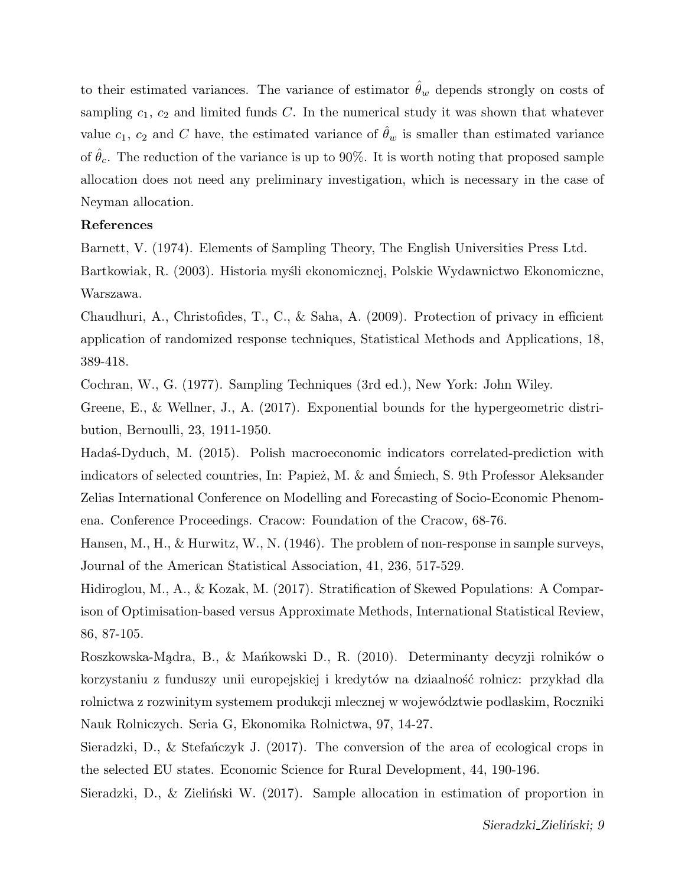to their estimated variances. The variance of estimator $\hat{\theta}_w$ depends strongly on costs of sampling $c_1$, $c_2$ and limited funds $C$. In the numerical study it was shown that whatever value $c_1$, $c_2$ and $C$ have, the estimated variance of $\hat{\theta}_w$ is smaller than estimated variance of $\hat{\theta}_c$. The reduction of the variance is up to 90%. It is worth noting that proposed sample allocation does not need any preliminary investigation, which is necessary in the case of Neyman allocation.

**References**

Barnett, V. (1974). Elements of Sampling Theory, The English Universities Press Ltd.

Bartkowiak, R. (2003). Historia myśli ekonomicznej, Polskie Wydawnictwo Ekonomiczne, Warszawa.

Chaudhuri, A., Christofides, T., C., & Saha, A. (2009). Protection of privacy in efficient application of randomized response techniques, Statistical Methods and Applications, 18, 389-418.

Cochran, W., G. (1977). Sampling Techniques (3rd ed.), New York: John Wiley.

Greene, E., & Wellner, J., A. (2017). Exponential bounds for the hypergeometric distribution, Bernoulli, 23, 1911-1950.

Hadaś-Dyduch, M. (2015). Polish macroeconomic indicators correlated-prediction with indicators of selected countries, In: Papież, M. & and Śmiech, S. 9th Professor Aleksander Zelias International Conference on Modelling and Forecasting of Socio-Economic Phenomena. Conference Proceedings. Cracow: Foundation of the Cracow, 68-76.

Hansen, M., H., & Hurwitz, W., N. (1946). The problem of non-response in sample surveys, Journal of the American Statistical Association, 41, 236, 517-529.

Hidiroglou, M., A., & Kozak, M. (2017). Stratification of Skewed Populations: A Comparison of Optimisation-based versus Approximate Methods, International Statistical Review, 86, 87-105.

Roszkowska-Mądra, B., & Mańkowski D., R. (2010). Determinanty decyzji rolników o korzystaniu z funduszy unii europejskiej i kredytów na dziaalność rolnicz: przykład dla rolnictwa z rozwinitym systemem produkcji mlecznej w województwie podlaskim, Roczniki Nauk Rolniczych. Seria G, Ekonomika Rolnictwa, 97, 14-27.

Sieradzki, D., & Stefańczyk J. (2017). The conversion of the area of ecological crops in the selected EU states. Economic Science for Rural Development, 44, 190-196.

Sieradzki, D., & Zieliński W. (2017). Sample allocation in estimation of proportion in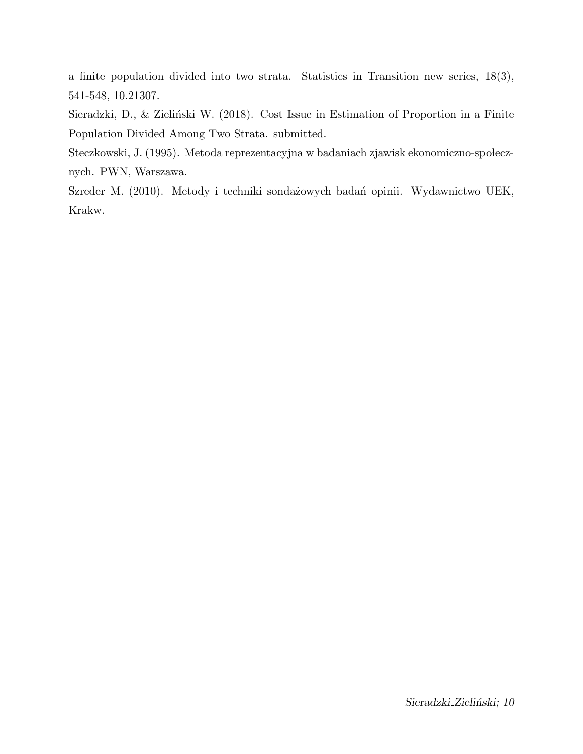a finite population divided into two strata. Statistics in Transition new series, 18(3), 541-548, 10.21307.

Sieradzki, D., & Zieliński W. (2018). Cost Issue in Estimation of Proportion in a Finite Population Divided Among Two Strata. submitted.

Steczkowski, J. (1995). Metoda reprezentacyjna w badaniach zjawisk ekonomiczno-społecznych. PWN, Warszawa.

Szreder M. (2010). Metody i techniki sondażowych badań opinii. Wydawnictwo UEK, Krakw.